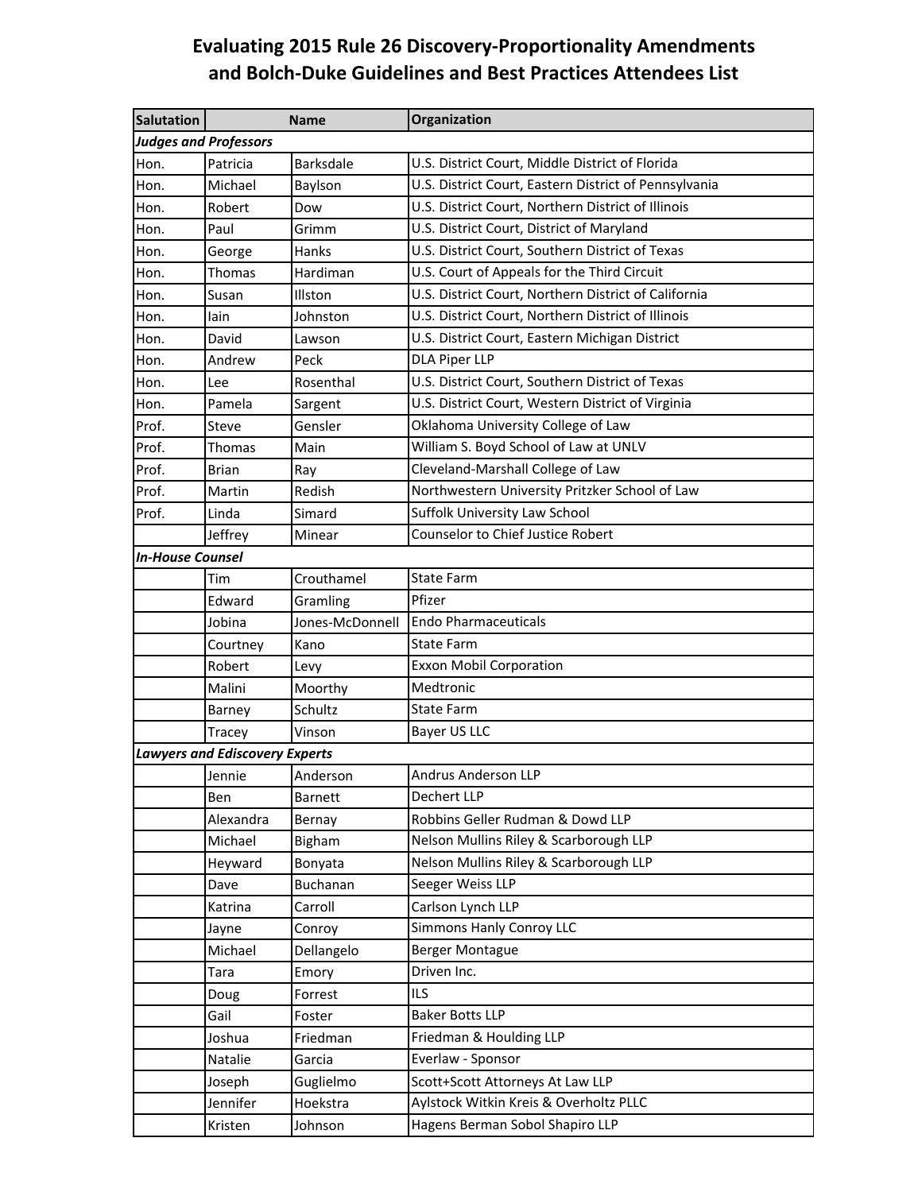# Evaluating 2015 Rule 26 Discovery-Proportionality Amendments and Bolch-Duke Guidelines and Best Practices Attendees List

| Salutation | Name | | Organization |
|---|---|---|---|
| ***Judges and Professors*** | | | |
| Hon. | Patricia | Barksdale | U.S. District Court, Middle District of Florida |
| Hon. | Michael | Baylson | U.S. District Court, Eastern District of Pennsylvania |
| Hon. | Robert | Dow | U.S. District Court, Northern District of Illinois |
| Hon. | Paul | Grimm | U.S. District Court, District of Maryland |
| Hon. | George | Hanks | U.S. District Court, Southern District of Texas |
| Hon. | Thomas | Hardiman | U.S. Court of Appeals for the Third Circuit |
| Hon. | Susan | Illston | U.S. District Court, Northern District of California |
| Hon. | Iain | Johnston | U.S. District Court, Northern District of Illinois |
| Hon. | David | Lawson | U.S. District Court, Eastern Michigan District |
| Hon. | Andrew | Peck | DLA Piper LLP |
| Hon. | Lee | Rosenthal | U.S. District Court, Southern District of Texas |
| Hon. | Pamela | Sargent | U.S. District Court, Western District of Virginia |
| Prof. | Steve | Gensler | Oklahoma University College of Law |
| Prof. | Thomas | Main | William S. Boyd School of Law at UNLV |
| Prof. | Brian | Ray | Cleveland-Marshall College of Law |
| Prof. | Martin | Redish | Northwestern University Pritzker School of Law |
| Prof. | Linda | Simard | Suffolk University Law School |
| | Jeffrey | Minear | Counselor to Chief Justice Robert |
| ***In-House Counsel*** | | | |
| | Tim | Crouthamel | State Farm |
| | Edward | Gramling | Pfizer |
| | Jobina | Jones-McDonnell | Endo Pharmaceuticals |
| | Courtney | Kano | State Farm |
| | Robert | Levy | Exxon Mobil Corporation |
| | Malini | Moorthy | Medtronic |
| | Barney | Schultz | State Farm |
| | Tracey | Vinson | Bayer US LLC |
| ***Lawyers and Ediscovery Experts*** | | | |
| | Jennie | Anderson | Andrus Anderson LLP |
| | Ben | Barnett | Dechert LLP |
| | Alexandra | Bernay | Robbins Geller Rudman & Dowd LLP |
| | Michael | Bigham | Nelson Mullins Riley & Scarborough LLP |
| | Heyward | Bonyata | Nelson Mullins Riley & Scarborough LLP |
| | Dave | Buchanan | Seeger Weiss LLP |
| | Katrina | Carroll | Carlson Lynch LLP |
| | Jayne | Conroy | Simmons Hanly Conroy LLC |
| | Michael | Dellangelo | Berger Montague |
| | Tara | Emory | Driven Inc. |
| | Doug | Forrest | ILS |
| | Gail | Foster | Baker Botts LLP |
| | Joshua | Friedman | Friedman & Houlding LLP |
| | Natalie | Garcia | Everlaw - Sponsor |
| | Joseph | Guglielmo | Scott+Scott Attorneys At Law LLP |
| | Jennifer | Hoekstra | Aylstock Witkin Kreis & Overholtz PLLC |
| | Kristen | Johnson | Hagens Berman Sobol Shapiro LLP |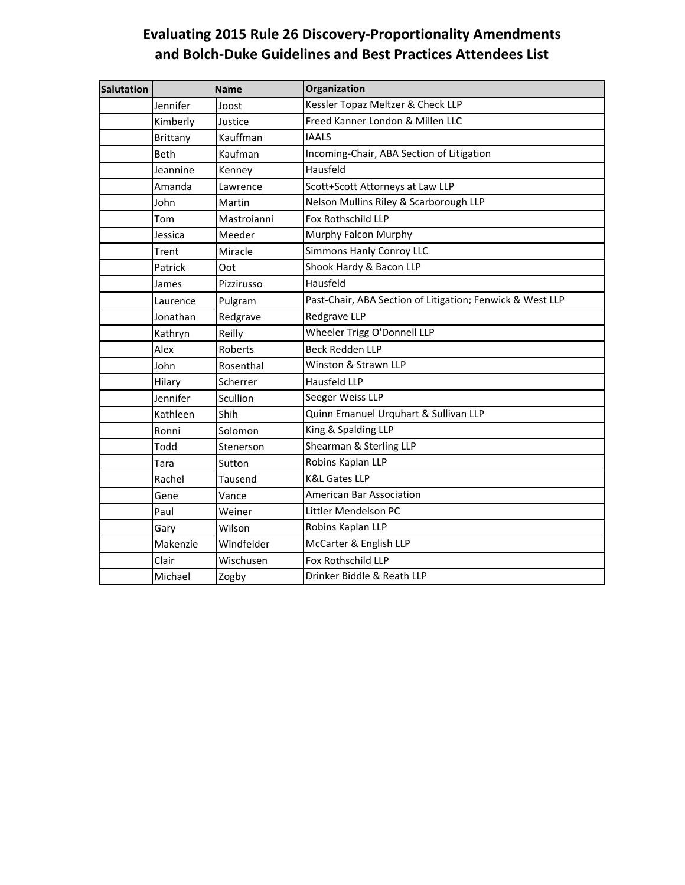# Evaluating 2015 Rule 26 Discovery-Proportionality Amendments and Bolch-Duke Guidelines and Best Practices Attendees List

| Salutation | Name | | Organization |
|---|---|---|---|
| | Jennifer | Joost | Kessler Topaz Meltzer & Check LLP |
| | Kimberly | Justice | Freed Kanner London & Millen LLC |
| | Brittany | Kauffman | IAALS |
| | Beth | Kaufman | Incoming-Chair, ABA Section of Litigation |
| | Jeannine | Kenney | Hausfeld |
| | Amanda | Lawrence | Scott+Scott Attorneys at Law LLP |
| | John | Martin | Nelson Mullins Riley & Scarborough LLP |
| | Tom | Mastroianni | Fox Rothschild LLP |
| | Jessica | Meeder | Murphy Falcon Murphy |
| | Trent | Miracle | Simmons Hanly Conroy LLC |
| | Patrick | Oot | Shook Hardy & Bacon LLP |
| | James | Pizzirusso | Hausfeld |
| | Laurence | Pulgram | Past-Chair, ABA Section of Litigation; Fenwick & West LLP |
| | Jonathan | Redgrave | Redgrave LLP |
| | Kathryn | Reilly | Wheeler Trigg O'Donnell LLP |
| | Alex | Roberts | Beck Redden LLP |
| | John | Rosenthal | Winston & Strawn LLP |
| | Hilary | Scherrer | Hausfeld LLP |
| | Jennifer | Scullion | Seeger Weiss LLP |
| | Kathleen | Shih | Quinn Emanuel Urquhart & Sullivan LLP |
| | Ronni | Solomon | King & Spalding LLP |
| | Todd | Stenerson | Shearman & Sterling LLP |
| | Tara | Sutton | Robins Kaplan LLP |
| | Rachel | Tausend | K&L Gates LLP |
| | Gene | Vance | American Bar Association |
| | Paul | Weiner | Littler Mendelson PC |
| | Gary | Wilson | Robins Kaplan LLP |
| | Makenzie | Windfelder | McCarter & English LLP |
| | Clair | Wischusen | Fox Rothschild LLP |
| | Michael | Zogby | Drinker Biddle & Reath LLP |